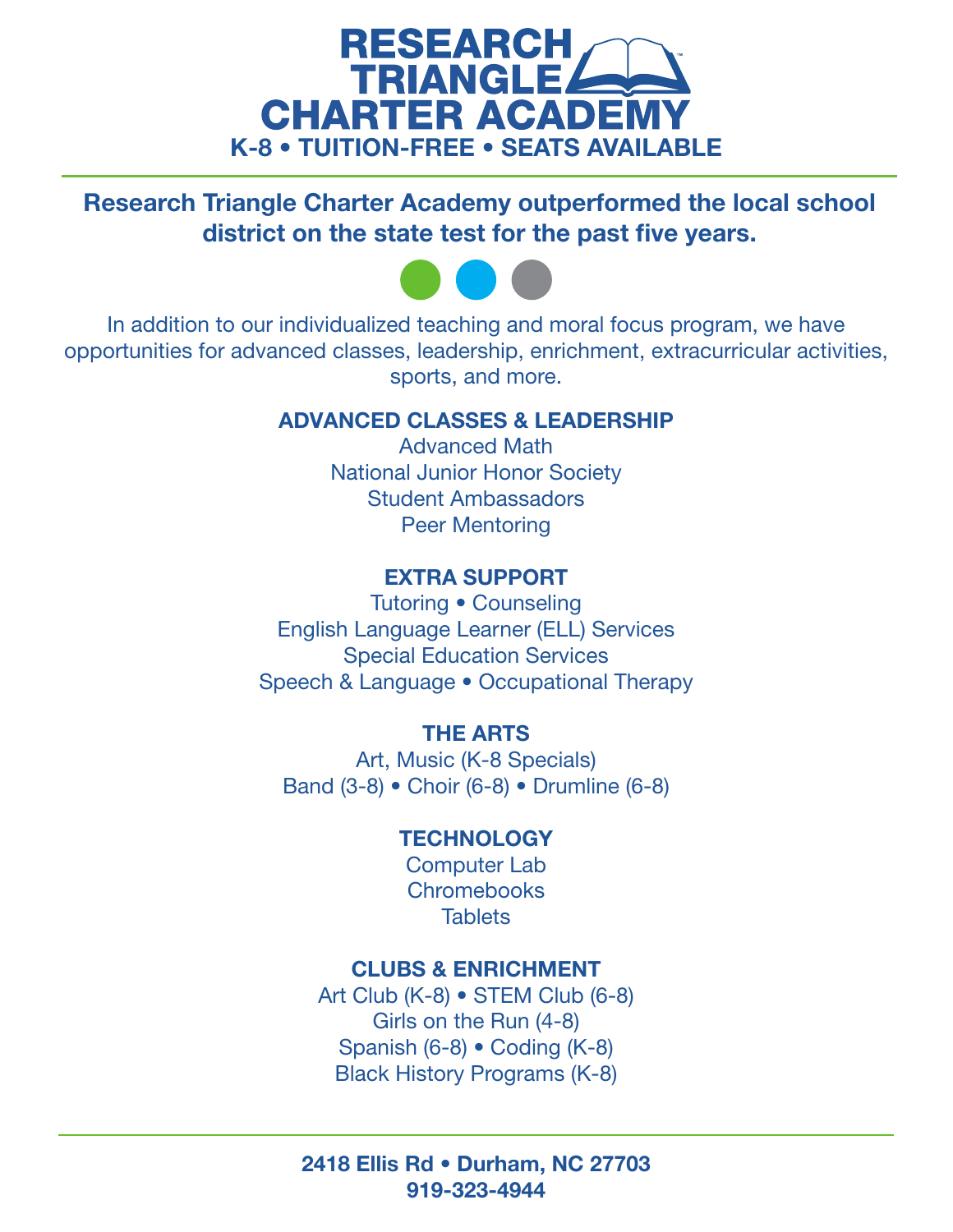# RESEARCH TRIANGLE CHARTER ACADEMY

**K-8 • TUITION-FREE • SEATS AVAILABLE**

---

**Research Triangle Charter Academy outperformed the local school district on the state test for the past five years.**

In addition to our individualized teaching and moral focus program, we have opportunities for advanced classes, leadership, enrichment, extracurricular activities, sports, and more.

### ADVANCED CLASSES & LEADERSHIP

Advanced Math
National Junior Honor Society
Student Ambassadors
Peer Mentoring

### EXTRA SUPPORT

Tutoring • Counseling
English Language Learner (ELL) Services
Special Education Services
Speech & Language • Occupational Therapy

### THE ARTS

Art, Music (K-8 Specials)
Band (3-8) • Choir (6-8) • Drumline (6-8)

### TECHNOLOGY

Computer Lab
Chromebooks
Tablets

### CLUBS & ENRICHMENT

Art Club (K-8) • STEM Club (6-8)
Girls on the Run (4-8)
Spanish (6-8) • Coding (K-8)
Black History Programs (K-8)

---

**2418 Ellis Rd • Durham, NC 27703**
**919-323-4944**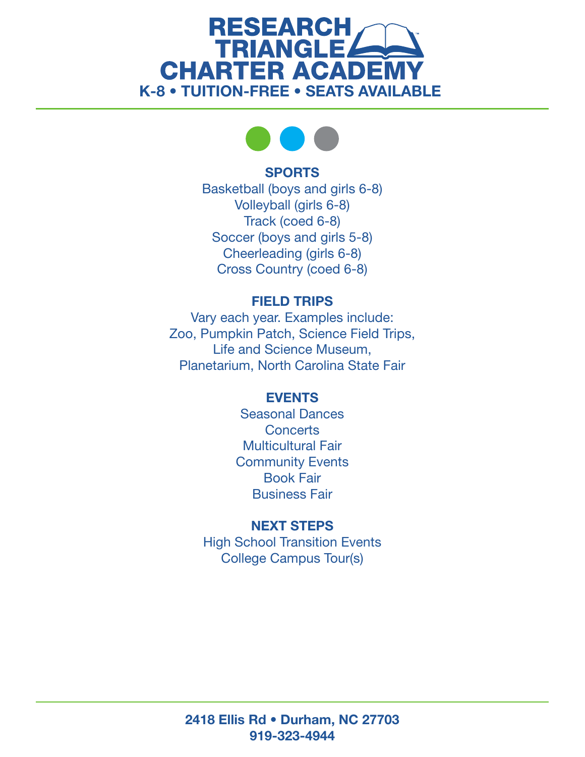# RESEARCH TRIANGLE CHARTER ACADEMY

**K-8 • TUITION-FREE • SEATS AVAILABLE**

## SPORTS

Basketball (boys and girls 6-8)
Volleyball (girls 6-8)
Track (coed 6-8)
Soccer (boys and girls 5-8)
Cheerleading (girls 6-8)
Cross Country (coed 6-8)

## FIELD TRIPS

Vary each year. Examples include:
Zoo, Pumpkin Patch, Science Field Trips,
Life and Science Museum,
Planetarium, North Carolina State Fair

## EVENTS

Seasonal Dances
Concerts
Multicultural Fair
Community Events
Book Fair
Business Fair

## NEXT STEPS

High School Transition Events
College Campus Tour(s)

**2418 Ellis Rd • Durham, NC 27703**
**919-323-4944**